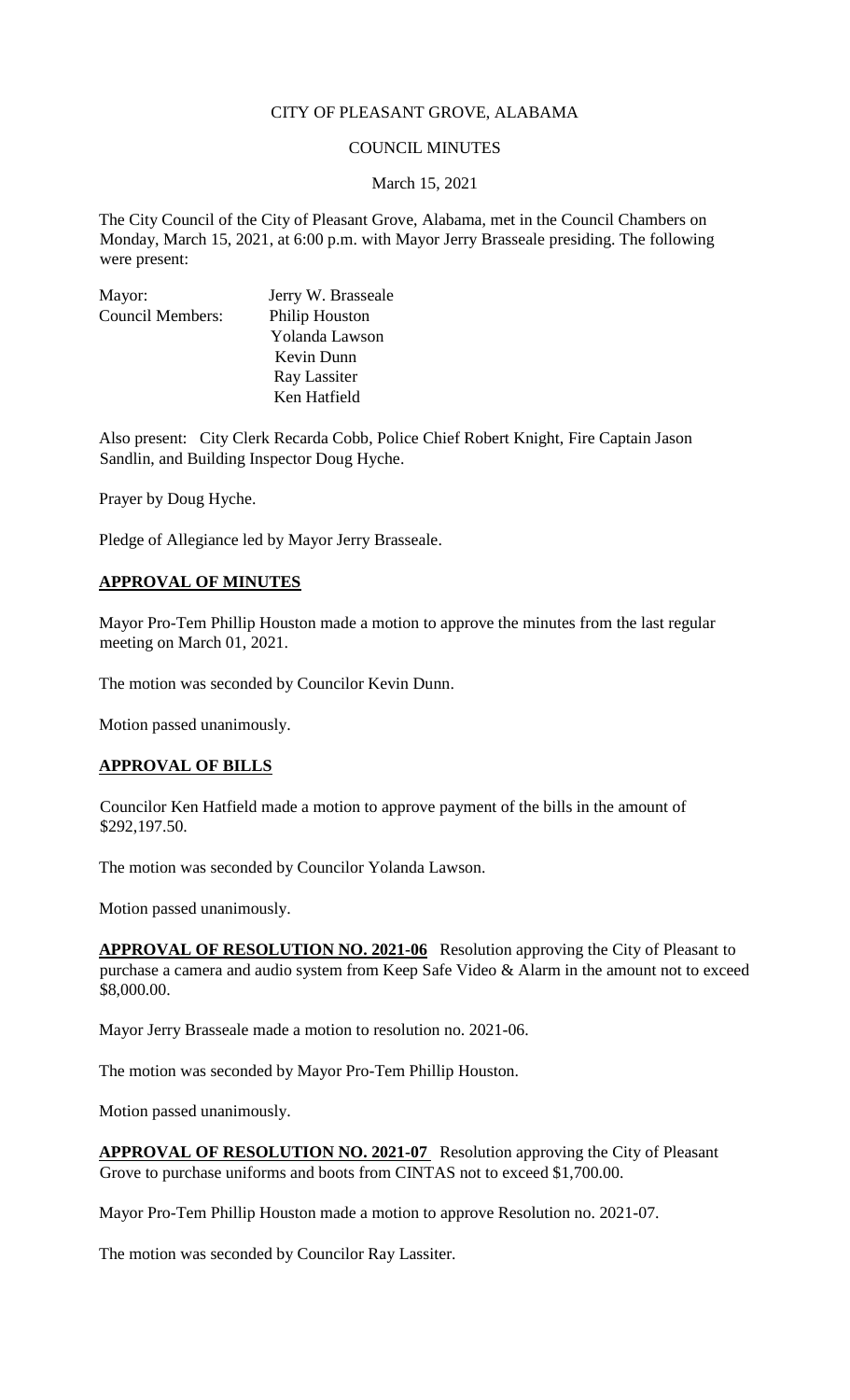CITY OF PLEASANT GROVE, ALABAMA

COUNCIL MINUTES

March 15, 2021

The City Council of the City of Pleasant Grove, Alabama, met in the Council Chambers on Monday, March 15, 2021, at 6:00 p.m. with Mayor Jerry Brasseale presiding. The following were present:

| | |
|---|---|
| Mayor: | Jerry W. Brasseale |
| Council Members: | Philip Houston |
| | Yolanda Lawson |
| | Kevin Dunn |
| | Ray Lassiter |
| | Ken Hatfield |

Also present: City Clerk Recarda Cobb, Police Chief Robert Knight, Fire Captain Jason Sandlin, and Building Inspector Doug Hyche.

Prayer by Doug Hyche.

Pledge of Allegiance led by Mayor Jerry Brasseale.

**APPROVAL OF MINUTES**

Mayor Pro-Tem Phillip Houston made a motion to approve the minutes from the last regular meeting on March 01, 2021.

The motion was seconded by Councilor Kevin Dunn.

Motion passed unanimously.

**APPROVAL OF BILLS**

Councilor Ken Hatfield made a motion to approve payment of the bills in the amount of $292,197.50.

The motion was seconded by Councilor Yolanda Lawson.

Motion passed unanimously.

**APPROVAL OF RESOLUTION NO. 2021-06** Resolution approving the City of Pleasant to purchase a camera and audio system from Keep Safe Video & Alarm in the amount not to exceed $8,000.00.

Mayor Jerry Brasseale made a motion to resolution no. 2021-06.

The motion was seconded by Mayor Pro-Tem Phillip Houston.

Motion passed unanimously.

**APPROVAL OF RESOLUTION NO. 2021-07** Resolution approving the City of Pleasant Grove to purchase uniforms and boots from CINTAS not to exceed $1,700.00.

Mayor Pro-Tem Phillip Houston made a motion to approve Resolution no. 2021-07.

The motion was seconded by Councilor Ray Lassiter.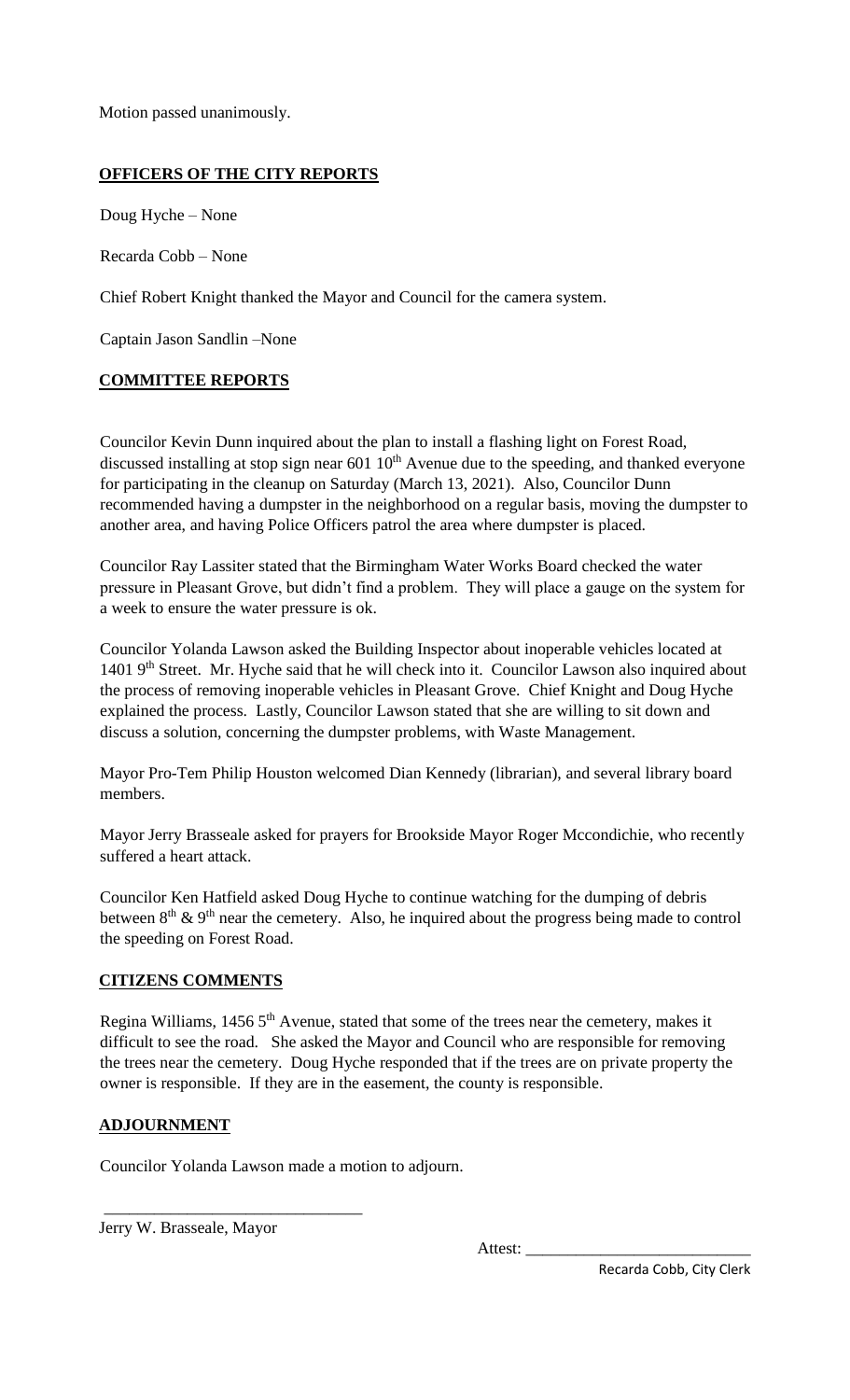Motion passed unanimously.

## **OFFICERS OF THE CITY REPORTS**

Doug Hyche – None

Recarda Cobb – None

Chief Robert Knight thanked the Mayor and Council for the camera system.

Captain Jason Sandlin –None

## **COMMITTEE REPORTS**

Councilor Kevin Dunn inquired about the plan to install a flashing light on Forest Road, discussed installing at stop sign near 601 10th Avenue due to the speeding, and thanked everyone for participating in the cleanup on Saturday (March 13, 2021). Also, Councilor Dunn recommended having a dumpster in the neighborhood on a regular basis, moving the dumpster to another area, and having Police Officers patrol the area where dumpster is placed.

Councilor Ray Lassiter stated that the Birmingham Water Works Board checked the water pressure in Pleasant Grove, but didn't find a problem. They will place a gauge on the system for a week to ensure the water pressure is ok.

Councilor Yolanda Lawson asked the Building Inspector about inoperable vehicles located at 1401 9th Street. Mr. Hyche said that he will check into it. Councilor Lawson also inquired about the process of removing inoperable vehicles in Pleasant Grove. Chief Knight and Doug Hyche explained the process. Lastly, Councilor Lawson stated that she are willing to sit down and discuss a solution, concerning the dumpster problems, with Waste Management.

Mayor Pro-Tem Philip Houston welcomed Dian Kennedy (librarian), and several library board members.

Mayor Jerry Brasseale asked for prayers for Brookside Mayor Roger Mccondichie, who recently suffered a heart attack.

Councilor Ken Hatfield asked Doug Hyche to continue watching for the dumping of debris between 8th & 9th near the cemetery. Also, he inquired about the progress being made to control the speeding on Forest Road.

## **CITIZENS COMMENTS**

Regina Williams, 1456 5th Avenue, stated that some of the trees near the cemetery, makes it difficult to see the road. She asked the Mayor and Council who are responsible for removing the trees near the cemetery. Doug Hyche responded that if the trees are on private property the owner is responsible. If they are in the easement, the county is responsible.

## **ADJOURNMENT**

Councilor Yolanda Lawson made a motion to adjourn.

\_\_\_\_\_\_\_\_\_\_\_\_\_\_\_\_\_\_\_\_\_\_\_\_\_\_\_\_\_\_\_
Jerry W. Brasseale, Mayor

Attest: \_\_\_\_\_\_\_\_\_\_\_\_\_\_\_\_\_\_\_\_\_\_\_\_\_\_\_
Recarda Cobb, City Clerk